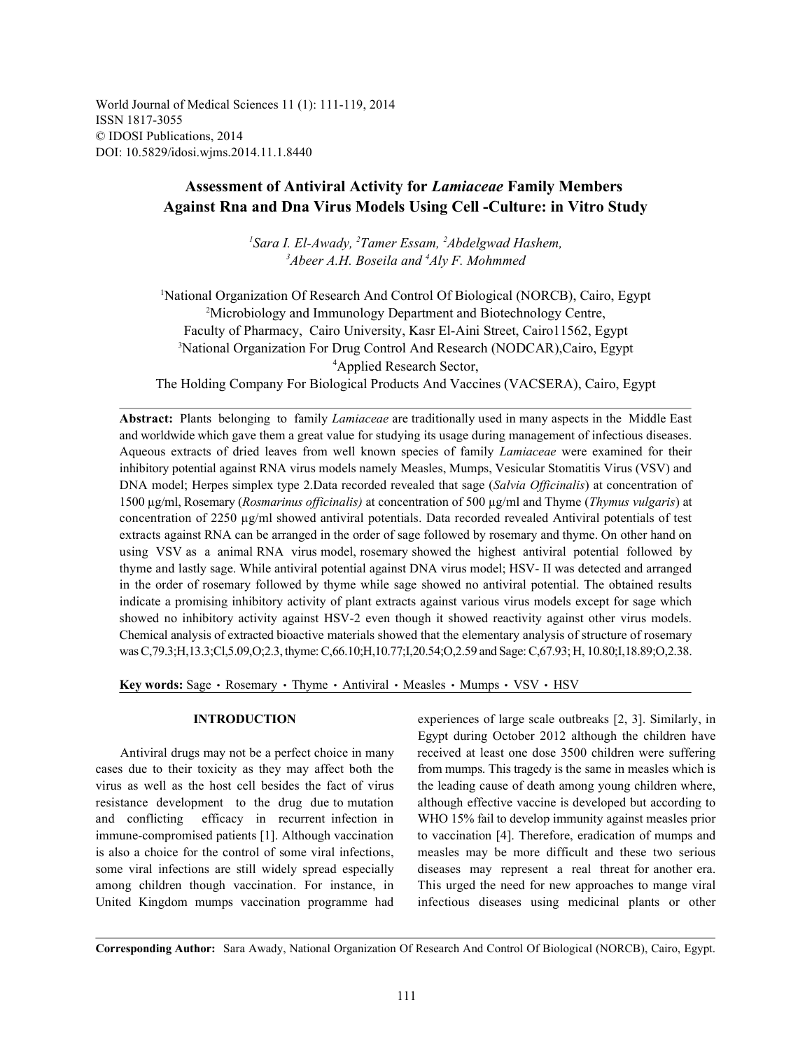World Journal of Medical Sciences 11 (1): 111-119, 2014
ISSN 1817-3055
© IDOSI Publications, 2014
DOI: 10.5829/idosi.wjms.2014.11.1.8440

# Assessment of Antiviral Activity for *Lamiaceae* Family Members Against Rna and Dna Virus Models Using Cell -Culture: in Vitro Study

*[1]Sara I. El-Awady, [2]Tamer Essam, [2]Abdelgwad Hashem, [3]Abeer A.H. Boseila and [4]Aly F. Mohmmed*

[1]National Organization Of Research And Control Of Biological (NORCB), Cairo, Egypt
[2]Microbiology and Immunology Department and Biotechnology Centre, Faculty of Pharmacy, Cairo University, Kasr El-Aini Street, Cairo11562, Egypt
[3]National Organization For Drug Control And Research (NODCAR),Cairo, Egypt
[4]Applied Research Sector, The Holding Company For Biological Products And Vaccines (VACSERA), Cairo, Egypt

**Abstract:** Plants belonging to family *Lamiaceae* are traditionally used in many aspects in the Middle East and worldwide which gave them a great value for studying its usage during management of infectious diseases. Aqueous extracts of dried leaves from well known species of family *Lamiaceae* were examined for their inhibitory potential against RNA virus models namely Measles, Mumps, Vesicular Stomatitis Virus (VSV) and DNA model; Herpes simplex type 2.Data recorded revealed that sage (*Salvia Officinalis*) at concentration of 1500 µg/ml, Rosemary (*Rosmarinus officinalis)* at concentration of 500 µg/ml and Thyme (*Thymus vulgaris*) at concentration of 2250 µg/ml showed antiviral potentials. Data recorded revealed Antiviral potentials of test extracts against RNA can be arranged in the order of sage followed by rosemary and thyme. On other hand on using VSV as a animal RNA virus model, rosemary showed the highest antiviral potential followed by thyme and lastly sage. While antiviral potential against DNA virus model; HSV- II was detected and arranged in the order of rosemary followed by thyme while sage showed no antiviral potential. The obtained results indicate a promising inhibitory activity of plant extracts against various virus models except for sage which showed no inhibitory activity against HSV-2 even though it showed reactivity against other virus models. Chemical analysis of extracted bioactive materials showed that the elementary analysis of structure of rosemary was C,79.3;H,13.3;Cl,5.09,O;2.3, thyme: C,66.10;H,10.77;I,20.54;O,2.59 and Sage: C,67.93; H, 10.80;I,18.89;O,2.38.

**Key words:** Sage · Rosemary · Thyme · Antiviral · Measles · Mumps · VSV · HSV

## INTRODUCTION

Antiviral drugs may not be a perfect choice in many cases due to their toxicity as they may affect both the virus as well as the host cell besides the fact of virus resistance development to the drug due to mutation and conflicting efficacy in recurrent infection in immune-compromised patients [1]. Although vaccination is also a choice for the control of some viral infections, some viral infections are still widely spread especially among children though vaccination. For instance, in United Kingdom mumps vaccination programme had experiences of large scale outbreaks [2, 3]. Similarly, in Egypt during October 2012 although the children have received at least one dose 3500 children were suffering from mumps. This tragedy is the same in measles which is the leading cause of death among young children where, although effective vaccine is developed but according to WHO 15% fail to develop immunity against measles prior to vaccination [4]. Therefore, eradication of mumps and measles may be more difficult and these two serious diseases may represent a real threat for another era. This urged the need for new approaches to mange viral infectious diseases using medicinal plants or other

**Corresponding Author:** Sara Awady, National Organization Of Research And Control Of Biological (NORCB), Cairo, Egypt.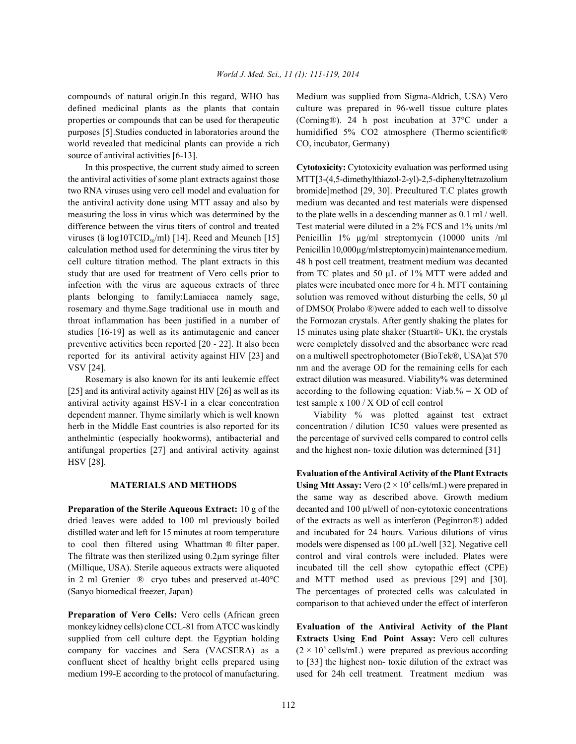compounds of natural origin.In this regard, WHO has defined medicinal plants as the plants that contain properties or compounds that can be used for therapeutic purposes [5].Studies conducted in laboratories around the world revealed that medicinal plants can provide a rich source of antiviral activities [6-13].

In this prospective, the current study aimed to screen the antiviral activities of some plant extracts against those two RNA viruses using vero cell model and evaluation for the antiviral activity done using MTT assay and also by measuring the loss in virus which was determined by the difference between the virus titers of control and treated viruses (ä $log10TCID_{50}$/ml) [14]. Reed and Meunch [15] calculation method used for determining the virus titer by cell culture titration method. The plant extracts in this study that are used for treatment of Vero cells prior to infection with the virus are aqueous extracts of three plants belonging to family:Lamiacea namely sage, rosemary and thyme.Sage traditional use in mouth and throat inflammation has been justified in a number of studies [16-19] as well as its antimutagenic and cancer preventive activities been reported [20 - 22]. It also been reported for its antiviral activity against HIV [23] and VSV [24].

Rosemary is also known for its anti leukemic effect [25] and its antiviral activity against HIV [26] as well as its antiviral activity against HSV-I in a clear concentration dependent manner. Thyme similarly which is well known herb in the Middle East countries is also reported for its anthelmintic (especially hookworms), antibacterial and antifungal properties [27] and antiviral activity against HSV [28].

## MATERIALS AND METHODS

**Preparation of the Sterile Aqueous Extract:** 10 g of the dried leaves were added to 100 ml previously boiled distilled water and left for 15 minutes at room temperature to cool then filtered using Whattman ® filter paper. The filtrate was then sterilized using 0.2µm syringe filter (Millique, USA). Sterile aqueous extracts were aliquoted in 2 ml Grenier ® cryo tubes and preserved at-40°C (Sanyo biomedical freezer, Japan)

**Preparation of Vero Cells:** Vero cells (African green monkey kidney cells) clone CCL-81 from ATCC was kindly supplied from cell culture dept. the Egyptian holding company for vaccines and Sera (VACSERA) as a confluent sheet of healthy bright cells prepared using medium 199-E according to the protocol of manufacturing. Medium was supplied from Sigma-Aldrich, USA) Vero culture was prepared in 96-well tissue culture plates (Corning®). 24 h post incubation at 37°C under a humidified 5% CO2 atmosphere (Thermo scientific® $CO_2$ incubator, Germany)

**Cytotoxicity:** Cytotoxicity evaluation was performed using MTT[3-(4,5-dimethylthiazol-2-yl)-2,5-diphenyltetrazolium bromide]method [29, 30]. Precultured T.C plates growth medium was decanted and test materials were dispensed to the plate wells in a descending manner as 0.1 ml / well. Test material were diluted in a 2% FCS and 1% units /ml Penicillin 1% µg/ml streptomycin (10000 units /ml Penicillin 10,000µg/ml streptomycin) maintenance medium. 48 h post cell treatment, treatment medium was decanted from TC plates and 50 µL of 1% MTT were added and plates were incubated once more for 4 h. MTT containing solution was removed without disturbing the cells, 50 µl of DMSO( Prolabo ®)were added to each well to dissolve the Formozan crystals. After gently shaking the plates for 15 minutes using plate shaker (Stuart®- UK), the crystals were completely dissolved and the absorbance were read on a multiwell spectrophotometer (BioTek®, USA)at 570 nm and the average OD for the remaining cells for each extract dilution was measured. Viability% was determined according to the following equation: Viab.% = X OD of test sample x 100 / X OD of cell control

Viability % was plotted against test extract concentration / dilution IC50 values were presented as the percentage of survived cells compared to control cells and the highest non- toxic dilution was determined [31]

**Evaluation of the Antiviral Activity of the Plant Extracts Using Mtt Assay:** Vero ($2 \times 10^5$ cells/mL) were prepared in the same way as described above. Growth medium decanted and 100 µl/well of non-cytotoxic concentrations of the extracts as well as interferon (Pegintron®) added and incubated for 24 hours. Various dilutions of virus models were dispensed as 100 µL/well [32]. Negative cell control and viral controls were included. Plates were incubated till the cell show cytopathic effect (CPE) and MTT method used as previous [29] and [30]. The percentages of protected cells was calculated in comparison to that achieved under the effect of interferon

**Evaluation of the Antiviral Activity of the Plant Extracts Using End Point Assay:** Vero cell cultures ($2 \times 10^5$ cells/mL) were prepared as previous according to [33] the highest non- toxic dilution of the extract was used for 24h cell treatment. Treatment medium was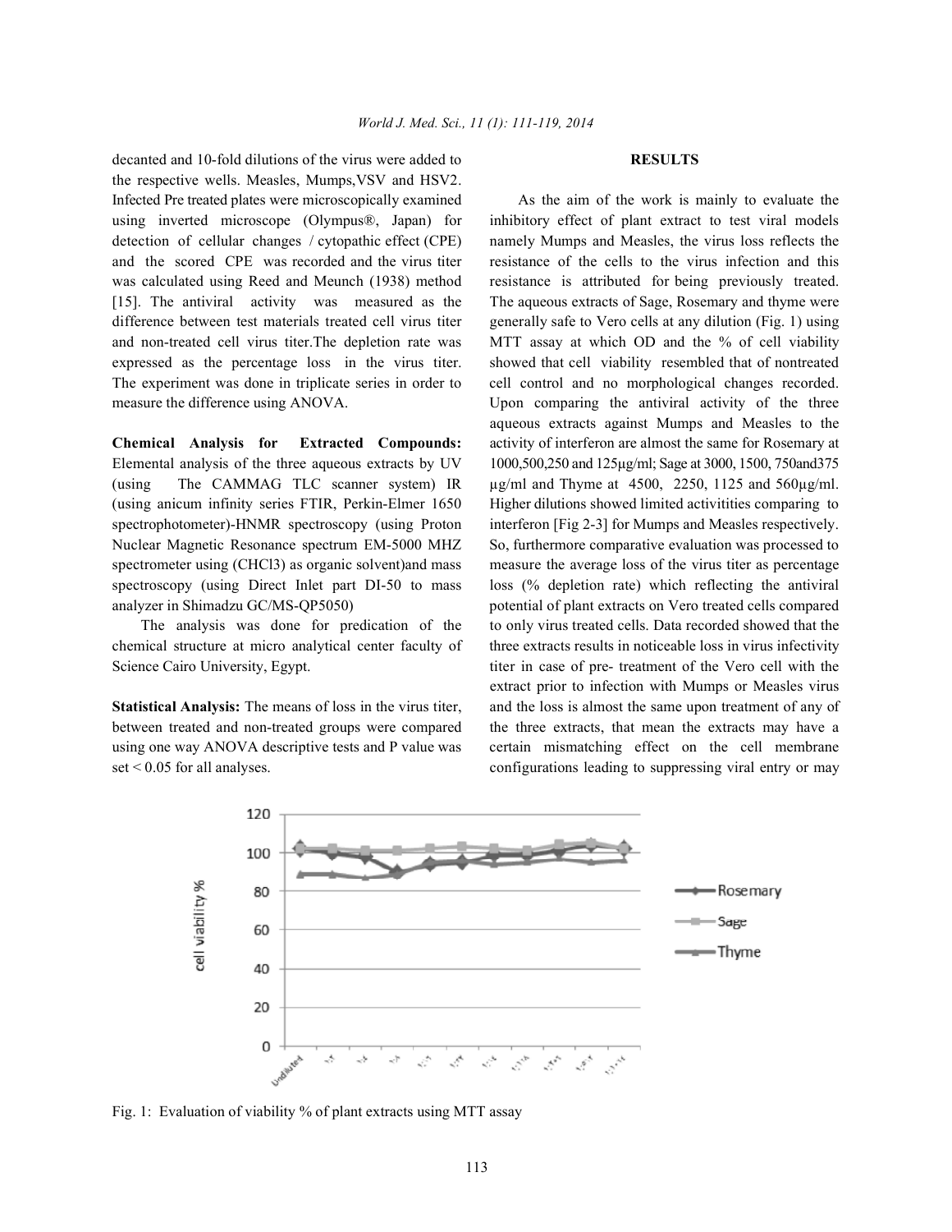decanted and 10-fold dilutions of the virus were added to the respective wells. Measles, Mumps,VSV and HSV2. Infected Pre treated plates were microscopically examined using inverted microscope (Olympus®, Japan) for detection of cellular changes / cytopathic effect (CPE) and the scored CPE was recorded and the virus titer was calculated using Reed and Meunch (1938) method [15]. The antiviral activity was measured as the difference between test materials treated cell virus titer and non-treated cell virus titer.The depletion rate was expressed as the percentage loss in the virus titer. The experiment was done in triplicate series in order to measure the difference using ANOVA.

**Chemical Analysis for Extracted Compounds:** Elemental analysis of the three aqueous extracts by UV (using The CAMMAG TLC scanner system) IR (using anicum infinity series FTIR, Perkin-Elmer 1650 spectrophotometer)-HNMR spectroscopy (using Proton Nuclear Magnetic Resonance spectrum EM-5000 MHZ spectrometer using (CHCl3) as organic solvent)and mass spectroscopy (using Direct Inlet part DI-50 to mass analyzer in Shimadzu GC/MS-QP5050)

The analysis was done for predication of the chemical structure at micro analytical center faculty of Science Cairo University, Egypt.

**Statistical Analysis:** The means of loss in the virus titer, between treated and non-treated groups were compared using one way ANOVA descriptive tests and P value was set < 0.05 for all analyses.

## RESULTS

As the aim of the work is mainly to evaluate the inhibitory effect of plant extract to test viral models namely Mumps and Measles, the virus loss reflects the resistance of the cells to the virus infection and this resistance is attributed for being previously treated. The aqueous extracts of Sage, Rosemary and thyme were generally safe to Vero cells at any dilution (Fig. 1) using MTT assay at which OD and the % of cell viability showed that cell viability resembled that of nontreated cell control and no morphological changes recorded. Upon comparing the antiviral activity of the three aqueous extracts against Mumps and Measles to the activity of interferon are almost the same for Rosemary at 1000,500,250 and 125µg/ml; Sage at 3000, 1500, 750and375 µg/ml and Thyme at 4500, 2250, 1125 and 560µg/ml. Higher dilutions showed limited activitities comparing to interferon [Fig 2-3] for Mumps and Measles respectively. So, furthermore comparative evaluation was processed to measure the average loss of the virus titer as percentage loss (% depletion rate) which reflecting the antiviral potential of plant extracts on Vero treated cells compared to only virus treated cells. Data recorded showed that the three extracts results in noticeable loss in virus infectivity titer in case of pre- treatment of the Vero cell with the extract prior to infection with Mumps or Measles virus and the loss is almost the same upon treatment of any of the three extracts, that mean the extracts may have a certain mismatching effect on the cell membrane configurations leading to suppressing viral entry or may

Fig. 1: Evaluation of viability % of plant extracts using MTT assay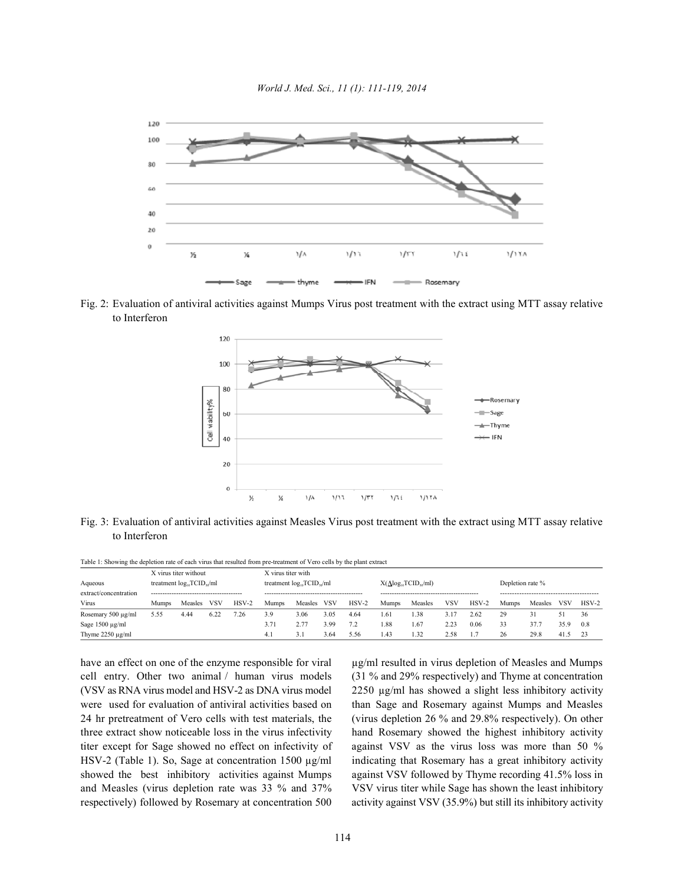Fig. 2: Evaluation of antiviral activities against Mumps Virus post treatment with the extract using MTT assay relative to Interferon

Fig. 3: Evaluation of antiviral activities against Measles Virus post treatment with the extract using MTT assay relative to Interferon

Table 1: Showing the depletion rate of each virus that resulted from pre-treatment of Vero cells by the plant extract

| Aqueous extract/concentration | X virus titer without treatment $\log_{10}TCID_{50}$/ml | | | | X virus titer with treatment $\log_{10}TCID_{50}$/ml | | | | $X(\Delta\log_{10}TCID_{50}$/ml) | | | | Depletion rate % | | | |
|---|---|---|---|---|---|---|---|---|---|---|---|---|---|---|---|---|
| Virus | Mumps | Measles | VSV | HSV-2 | Mumps | Measles | VSV | HSV-2 | Mumps | Measles | VSV | HSV-2 | Mumps | Measles | VSV | HSV-2 |
| Rosemary 500 µg/ml | 5.55 | 4.44 | 6.22 | 7.26 | 3.9 | 3.06 | 3.05 | 4.64 | 1.61 | 1.38 | 3.17 | 2.62 | 29 | 31 | 51 | 36 |
| Sage 1500 µg/ml | | | | | 3.71 | 2.77 | 3.99 | 7.2 | 1.88 | 1.67 | 2.23 | 0.06 | 33 | 37.7 | 35.9 | 0.8 |
| Thyme 2250 µg/ml | | | | | 4.1 | 3.1 | 3.64 | 5.56 | 1.43 | 1.32 | 2.58 | 1.7 | 26 | 29.8 | 41.5 | 23 |

have an effect on one of the enzyme responsible for viral cell entry. Other two animal / human virus models (VSV as RNA virus model and HSV-2 as DNA virus model were used for evaluation of antiviral activities based on 24 hr pretreatment of Vero cells with test materials, the three extract show noticeable loss in the virus infectivity titer except for Sage showed no effect on infectivity of HSV-2 (Table 1). So, Sage at concentration 1500 µg/ml showed the best inhibitory activities against Mumps and Measles (virus depletion rate was 33 % and 37% respectively) followed by Rosemary at concentration 500 µg/ml resulted in virus depletion of Measles and Mumps (31 % and 29% respectively) and Thyme at concentration 2250 µg/ml has showed a slight less inhibitory activity than Sage and Rosemary against Mumps and Measles (virus depletion 26 % and 29.8% respectively). On other hand Rosemary showed the highest inhibitory activity against VSV as the virus loss was more than 50 % indicating that Rosemary has a great inhibitory activity against VSV followed by Thyme recording 41.5% loss in VSV virus titer while Sage has shown the least inhibitory activity against VSV (35.9%) but still its inhibitory activity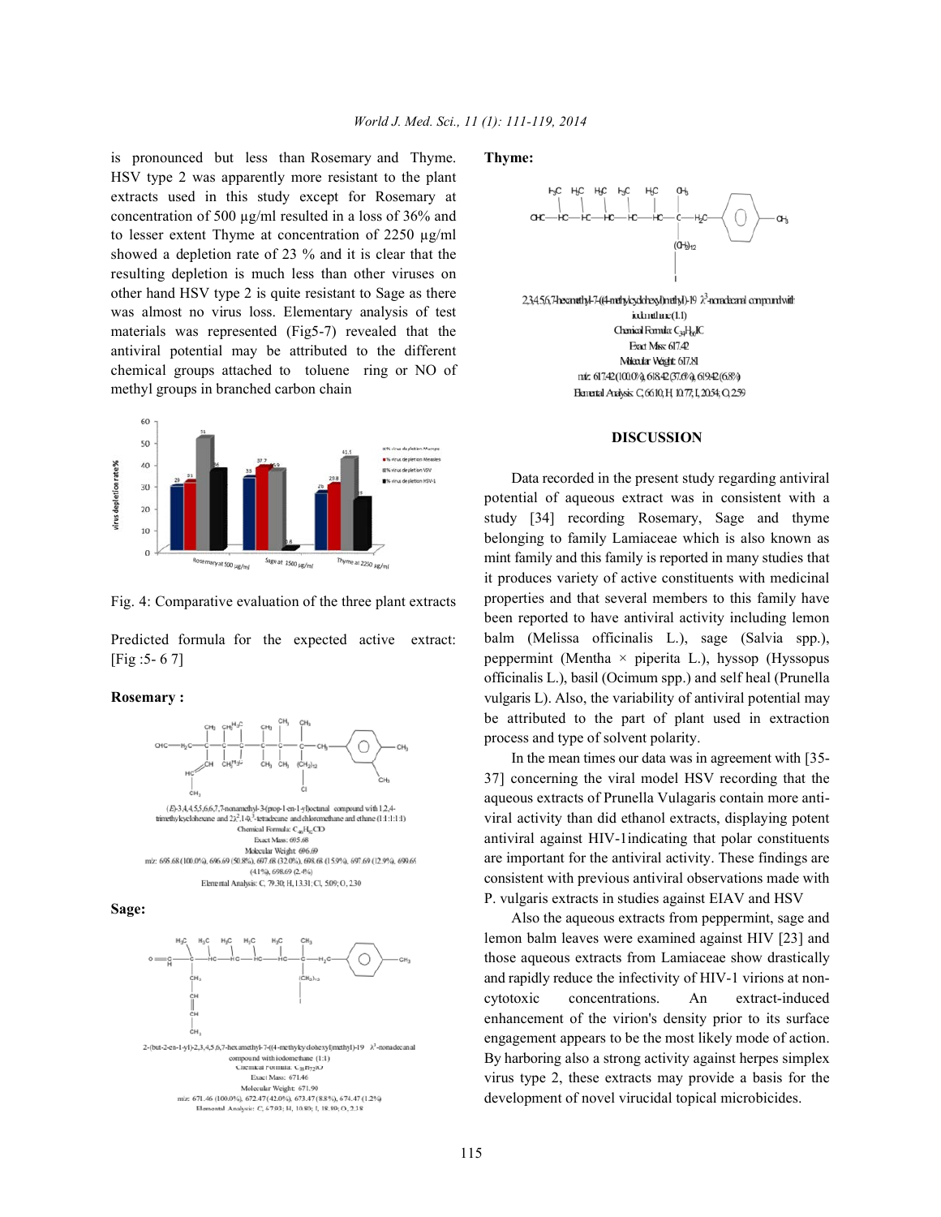is pronounced but less than Rosemary and Thyme. HSV type 2 was apparently more resistant to the plant extracts used in this study except for Rosemary at concentration of 500 µg/ml resulted in a loss of 36% and to lesser extent Thyme at concentration of 2250 µg/ml showed a depletion rate of 23 % and it is clear that the resulting depletion is much less than other viruses on other hand HSV type 2 is quite resistant to Sage as there was almost no virus loss. Elementary analysis of test materials was represented (Fig5-7) revealed that the antiviral potential may be attributed to the different chemical groups attached to toluene ring or NO of methyl groups in branched carbon chain

Fig. 4: Comparative evaluation of the three plant extracts

Predicted formula for the expected active extract: [Fig :5- 6 7]

**Rosemary :**

(E)-3,4,4,5,5,6,6,7,7-nonamethyl-3-(prop-1-en-1-yl)octanal compound with 1,2,4-trimethylcyclohexane and 2)$^2$,14$\lambda^3$-tetradecane and chloromethane and ethane (1:1:1:1:1)

Chemical Formula: $C_{46}H_{92}ClO$

Exact Mass: 695.68

Molecular Weight: 696.69

m/z: 695.68 (100.0%), 696.69 (50.8%), 697.68 (32.0%), 698.68 (15.9%), 697.69 (12.9%), 699.6 (41%), 698.69 (2.4%)

Elemental Analysis: C, 79.30; H, 13.31; Cl, 5.09; O, 2.30

**Sage:**

2-(but-2-en-1-yl)-2,3,4,5,6,7-hexamethyl-7-((4-methylcyclohexyl)methyl)-19 $\lambda^3$-nonadecanal compound with iodomethane (1:1)

Chemical Formula: $C_{38}H_{71}IO$

Exact Mass: 671.46

Molecular Weight: 671.90

m/z: 671.46 (100.0%), 672.47 (42.0%), 673.47 (8.8%), 674.47 (1.2%)

Elemental Analysis: C, 67.93; H, 10.80; I, 18.89; O, 2.38

**Thyme:**

2,3,4,5,6,7-hexamethyl-7-((4-methylcyclohexyl)methyl)-19 $\lambda^3$-nonadecanal compound with iodomethane (1:1)

Chemical Formula: $C_{34}H_{65}IO$

Exact Mass: 617.42

Molecular Weight: 617.81

m/z: 617.42 (100.0%), 618.42 (37.6%), 619.42 (6.8%)

Elemental Analysis: C, 66.10; H, 10.77; I, 20.54; O, 2.59

## DISCUSSION

Data recorded in the present study regarding antiviral potential of aqueous extract was in consistent with a study [34] recording Rosemary, Sage and thyme belonging to family Lamiaceae which is also known as mint family and this family is reported in many studies that it produces variety of active constituents with medicinal properties and that several members to this family have been reported to have antiviral activity including lemon balm (Melissa officinalis L.), sage (Salvia spp.), peppermint (Mentha × piperita L.), hyssop (Hyssopus officinalis L.), basil (Ocimum spp.) and self heal (Prunella vulgaris L). Also, the variability of antiviral potential may be attributed to the part of plant used in extraction process and type of solvent polarity.

In the mean times our data was in agreement with [35-37] concerning the viral model HSV recording that the aqueous extracts of Prunella Vulagaris contain more anti-viral activity than did ethanol extracts, displaying potent antiviral against HIV-1indicating that polar constituents are important for the antiviral activity. These findings are consistent with previous antiviral observations made with P. vulgaris extracts in studies against EIAV and HSV

Also the aqueous extracts from peppermint, sage and lemon balm leaves were examined against HIV [23] and those aqueous extracts from Lamiaceae show drastically and rapidly reduce the infectivity of HIV-1 virions at non-cytotoxic concentrations. An extract-induced enhancement of the virion's density prior to its surface engagement appears to be the most likely mode of action. By harboring also a strong activity against herpes simplex virus type 2, these extracts may provide a basis for the development of novel virucidal topical microbicides.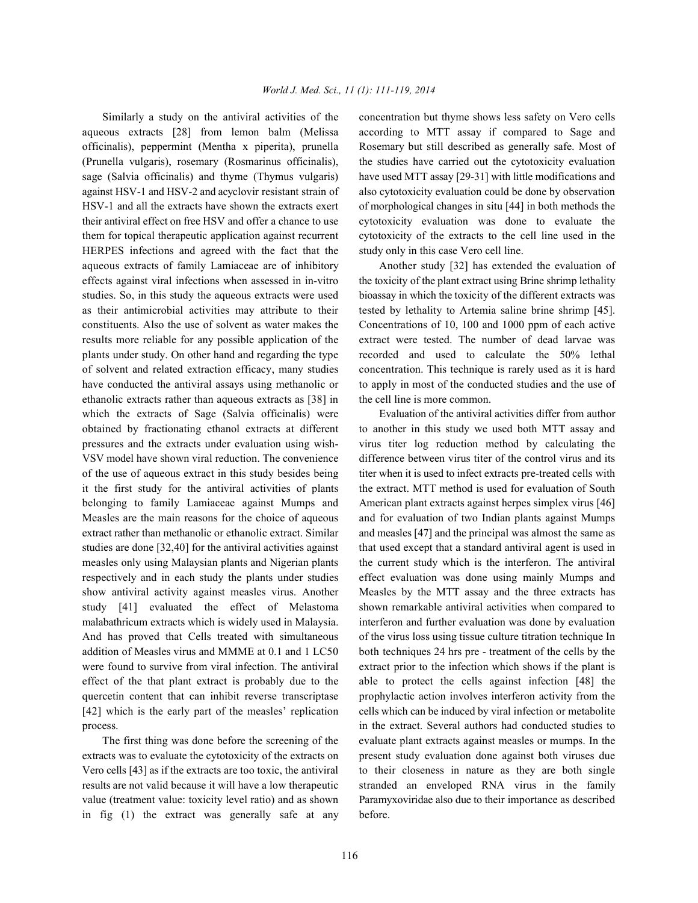Similarly a study on the antiviral activities of the aqueous extracts [28] from lemon balm (Melissa officinalis), peppermint (Mentha x piperita), prunella (Prunella vulgaris), rosemary (Rosmarinus officinalis), sage (Salvia officinalis) and thyme (Thymus vulgaris) against HSV-1 and HSV-2 and acyclovir resistant strain of HSV-1 and all the extracts have shown the extracts exert their antiviral effect on free HSV and offer a chance to use them for topical therapeutic application against recurrent HERPES infections and agreed with the fact that the aqueous extracts of family Lamiaceae are of inhibitory effects against viral infections when assessed in in-vitro studies. So, in this study the aqueous extracts were used as their antimicrobial activities may attribute to their constituents. Also the use of solvent as water makes the results more reliable for any possible application of the plants under study. On other hand and regarding the type of solvent and related extraction efficacy, many studies have conducted the antiviral assays using methanolic or ethanolic extracts rather than aqueous extracts as [38] in which the extracts of Sage (Salvia officinalis) were obtained by fractionating ethanol extracts at different pressures and the extracts under evaluation using wish-VSV model have shown viral reduction. The convenience of the use of aqueous extract in this study besides being it the first study for the antiviral activities of plants belonging to family Lamiaceae against Mumps and Measles are the main reasons for the choice of aqueous extract rather than methanolic or ethanolic extract. Similar studies are done [32,40] for the antiviral activities against measles only using Malaysian plants and Nigerian plants respectively and in each study the plants under studies show antiviral activity against measles virus. Another study [41] evaluated the effect of Melastoma malabathricum extracts which is widely used in Malaysia. And has proved that Cells treated with simultaneous addition of Measles virus and MMME at 0.1 and 1 LC50 were found to survive from viral infection. The antiviral effect of the that plant extract is probably due to the quercetin content that can inhibit reverse transcriptase [42] which is the early part of the measles' replication process.

The first thing was done before the screening of the extracts was to evaluate the cytotoxicity of the extracts on Vero cells [43] as if the extracts are too toxic, the antiviral results are not valid because it will have a low therapeutic value (treatment value: toxicity level ratio) and as shown in fig (1) the extract was generally safe at any concentration but thyme shows less safety on Vero cells according to MTT assay if compared to Sage and Rosemary but still described as generally safe. Most of the studies have carried out the cytotoxicity evaluation have used MTT assay [29-31] with little modifications and also cytotoxicity evaluation could be done by observation of morphological changes in situ [44] in both methods the cytotoxicity evaluation was done to evaluate the cytotoxicity of the extracts to the cell line used in the study only in this case Vero cell line.

Another study [32] has extended the evaluation of the toxicity of the plant extract using Brine shrimp lethality bioassay in which the toxicity of the different extracts was tested by lethality to Artemia saline brine shrimp [45]. Concentrations of 10, 100 and 1000 ppm of each active extract were tested. The number of dead larvae was recorded and used to calculate the 50% lethal concentration. This technique is rarely used as it is hard to apply in most of the conducted studies and the use of the cell line is more common.

Evaluation of the antiviral activities differ from author to another in this study we used both MTT assay and virus titer log reduction method by calculating the difference between virus titer of the control virus and its titer when it is used to infect extracts pre-treated cells with the extract. MTT method is used for evaluation of South American plant extracts against herpes simplex virus [46] and for evaluation of two Indian plants against Mumps and measles [47] and the principal was almost the same as that used except that a standard antiviral agent is used in the current study which is the interferon. The antiviral effect evaluation was done using mainly Mumps and Measles by the MTT assay and the three extracts has shown remarkable antiviral activities when compared to interferon and further evaluation was done by evaluation of the virus loss using tissue culture titration technique In both techniques 24 hrs pre - treatment of the cells by the extract prior to the infection which shows if the plant is able to protect the cells against infection [48] the prophylactic action involves interferon activity from the cells which can be induced by viral infection or metabolite in the extract. Several authors had conducted studies to evaluate plant extracts against measles or mumps. In the present study evaluation done against both viruses due to their closeness in nature as they are both single stranded an enveloped RNA virus in the family Paramyxoviridae also due to their importance as described before.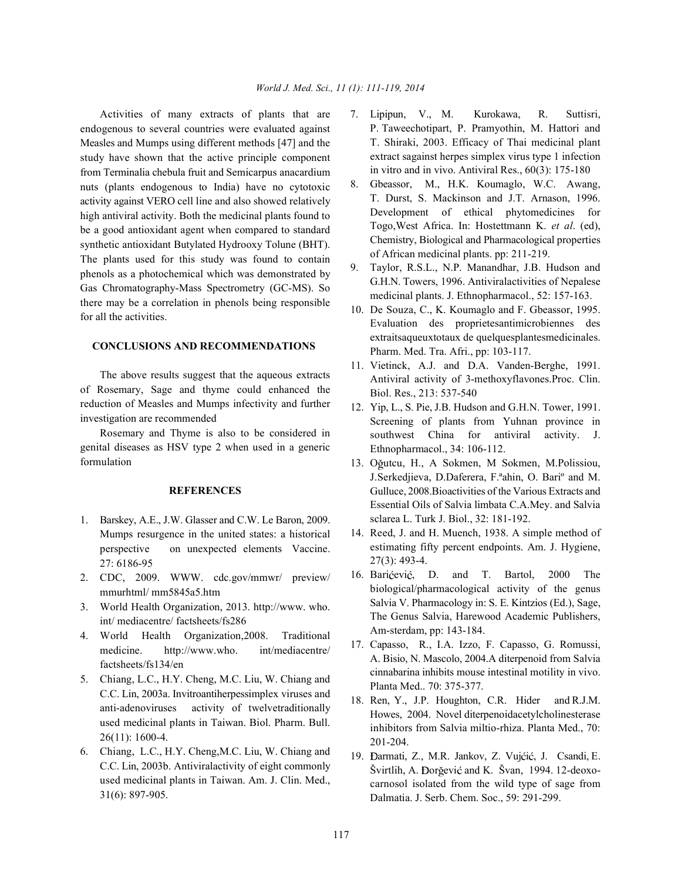Activities of many extracts of plants that are endogenous to several countries were evaluated against Measles and Mumps using different methods [47] and the study have shown that the active principle component from Terminalia chebula fruit and Semicarpus anacardium nuts (plants endogenous to India) have no cytotoxic activity against VERO cell line and also showed relatively high antiviral activity. Both the medicinal plants found to be a good antioxidant agent when compared to standard synthetic antioxidant Butylated Hydrooxy Tolune (BHT). The plants used for this study was found to contain phenols as a photochemical which was demonstrated by Gas Chromatography-Mass Spectrometry (GC-MS). So there may be a correlation in phenols being responsible for all the activities.

## CONCLUSIONS AND RECOMMENDATIONS

The above results suggest that the aqueous extracts of Rosemary, Sage and thyme could enhanced the reduction of Measles and Mumps infectivity and further investigation are recommended

Rosemary and Thyme is also to be considered in genital diseases as HSV type 2 when used in a generic formulation

## REFERENCES

1. Barskey, A.E., J.W. Glasser and C.W. Le Baron, 2009. Mumps resurgence in the united states: a historical perspective on unexpected elements Vaccine. 27: 6186-95
2. CDC, 2009. WWW. cdc.gov/mmwr/ preview/ mmurhtml/ mm5845a5.htm
3. World Health Organization, 2013. http://www. who. int/ mediacentre/ factsheets/fs286
4. World Health Organization,2008. Traditional medicine. http://www.who. int/mediacentre/ factsheets/fs134/en
5. Chiang, L.C., H.Y. Cheng, M.C. Liu, W. Chiang and C.C. Lin, 2003a. Invitroantiherpessimplex viruses and anti-adenoviruses activity of twelvetraditionally used medicinal plants in Taiwan. Biol. Pharm. Bull. 26(11): 1600-4.
6. Chiang, L.C., H.Y. Cheng,M.C. Liu, W. Chiang and C.C. Lin, 2003b. Antiviralactivity of eight commonly used medicinal plants in Taiwan. Am. J. Clin. Med., 31(6): 897-905.
7. Lipipun, V., M. Kurokawa, R. Suttisri, P. Taweechotipart, P. Pramyothin, M. Hattori and T. Shiraki, 2003. Efficacy of Thai medicinal plant extract sagainst herpes simplex virus type 1 infection in vitro and in vivo. Antiviral Res., 60(3): 175-180
8. Gbeassor, M., H.K. Koumaglo, W.C. Awang, T. Durst, S. Mackinson and J.T. Arnason, 1996. Development of ethical phytomedicines for Togo,West Africa. In: Hostettmann K. *et al*. (ed), Chemistry, Biological and Pharmacological properties of African medicinal plants. pp: 211-219.
9. Taylor, R.S.L., N.P. Manandhar, J.B. Hudson and G.H.N. Towers, 1996. Antiviralactivities of Nepalese medicinal plants. J. Ethnopharmacol., 52: 157-163.
10. De Souza, C., K. Koumaglo and F. Gbeassor, 1995. Evaluation des proprietesantimicrobiennes des extraitsaqueuxtotaux de quelquesplantesmedicinales. Pharm. Med. Tra. Afri., pp: 103-117.
11. Vietinck, A.J. and D.A. Vanden-Berghe, 1991. Antiviral activity of 3-methoxyflavones.Proc. Clin. Biol. Res., 213: 537-540
12. Yip, L., S. Pie, J.B. Hudson and G.H.N. Tower, 1991. Screening of plants from Yuhnan province in southwest China for antiviral activity. J. Ethnopharmacol., 34: 106-112.
13. Oğutcu, H., A Sokmen, M Sokmen, M.Polissiou, J.Serkedjieva, D.Daferera, F.ªahin, O. Bariº and M. Gulluce, 2008.Bioactivities of the Various Extracts and Essential Oils of Salvia limbata C.A.Mey. and Salvia sclarea L. Turk J. Biol., 32: 181-192.
14. Reed, J. and H. Muench, 1938. A simple method of estimating fifty percent endpoints. Am. J. Hygiene, 27(3): 493-4.
16. Barićević, D. and T. Bartol, 2000 The biological/pharmacological activity of the genus Salvia V. Pharmacology in: S. E. Kintzios (Ed.), Sage, The Genus Salvia, Harewood Academic Publishers, Am-sterdam, pp: 143-184.
17. Capasso, R., I.A. Izzo, F. Capasso, G. Romussi, A. Bisio, N. Mascolo, 2004.A diterpenoid from Salvia cinnabarina inhibits mouse intestinal motility in vivo. Planta Med.. 70: 375-377.
18. Ren, Y., J.P. Houghton, C.R. Hider and R.J.M. Howes, 2004. Novel diterpenoidacetylcholinesterase inhibitors from Salvia miltio-rhiza. Planta Med., 70: 201-204.
19. Đarmati, Z., M.R. Jankov, Z. Vujćić, J. Csandi, E. Švirtlih, A. Đorğević and K. Švan, 1994. 12-deoxo-carnosol isolated from the wild type of sage from Dalmatia. J. Serb. Chem. Soc., 59: 291-299.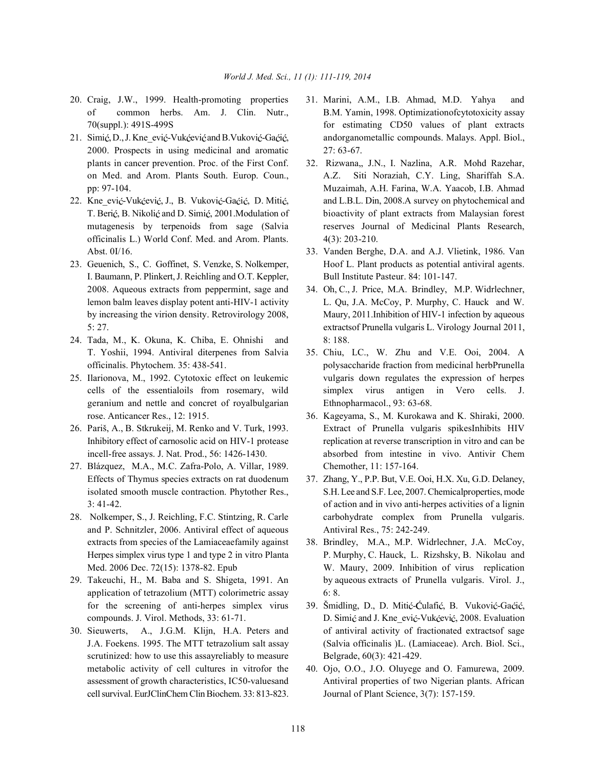20. Craig, J.W., 1999. Health-promoting properties of common herbs. Am. J. Clin. Nutr., 70(suppl.): 491S-499S
21. Simić, D., J. Kne_ević-Vukćević and B.Vuković-Gaćić, 2000. Prospects in using medicinal and aromatic plants in cancer prevention. Proc. of the First Conf. on Med. and Arom. Plants South. Europ. Coun., pp: 97-104.
22. Kne_ević-Vukćević, J., B. Vuković-Gaćić, D. Mitić, T. Berić, B. Nikolić and D. Simić, 2001.Modulation of mutagenesis by terpenoids from sage (Salvia officinalis L.) World Conf. Med. and Arom. Plants. Abst. 0I/16.
23. Geuenich, S., C. Goffinet, S. Venzke, S. Nolkemper, I. Baumann, P. Plinkert, J. Reichling and O.T. Keppler, 2008. Aqueous extracts from peppermint, sage and lemon balm leaves display potent anti-HIV-1 activity by increasing the virion density. Retrovirology 2008, 5: 27.
24. Tada, M., K. Okuna, K. Chiba, E. Ohnishi and T. Yoshii, 1994. Antiviral diterpenes from Salvia officinalis. Phytochem. 35: 438-541.
25. Ilarionova, M., 1992. Cytotoxic effect on leukemic cells of the essentialoils from rosemary, wild geranium and nettle and concret of royalbulgarian rose. Anticancer Res., 12: 1915.
26. Pariš, A., B. Stkrukeij, M. Renko and V. Turk, 1993. Inhibitory effect of carnosolic acid on HIV-1 protease incell-free assays. J. Nat. Prod., 56: 1426-1430.
27. Blázquez, M.A., M.C. Zafra-Polo, A. Villar, 1989. Effects of Thymus species extracts on rat duodenum isolated smooth muscle contraction. Phytother Res., 3: 41-42.
28. Nolkemper, S., J. Reichling, F.C. Stintzing, R. Carle and P. Schnitzler, 2006. Antiviral effect of aqueous extracts from species of the Lamiaceaefamily against Herpes simplex virus type 1 and type 2 in vitro Planta Med. 2006 Dec. 72(15): 1378-82. Epub
29. Takeuchi, H., M. Baba and S. Shigeta, 1991. An application of tetrazolium (MTT) colorimetric assay for the screening of anti-herpes simplex virus compounds. J. Virol. Methods, 33: 61-71.
30. Sieuwerts, A., J.G.M. Klijn, H.A. Peters and J.A. Foekens. 1995. The MTT tetrazolium salt assay scrutinized: how to use this assayreliably to measure metabolic activity of cell cultures in vitrofor the assessment of growth characteristics, IC50-valuesand cell survival. EurJClinChem Clin Biochem. 33: 813-823.
31. Marini, A.M., I.B. Ahmad, M.D. Yahya and B.M. Yamin, 1998. Optimizationofcytotoxicity assay for estimating CD50 values of plant extracts andorganometallic compounds. Malays. Appl. Biol., 27: 63-67.
32. Rizwana,, J.N., I. Nazlina, A.R. Mohd Razehar, A.Z. Siti Noraziah, C.Y. Ling, Shariffah S.A. Muzaimah, A.H. Farina, W.A. Yaacob, I.B. Ahmad and L.B.L. Din, 2008.A survey on phytochemical and bioactivity of plant extracts from Malaysian forest reserves Journal of Medicinal Plants Research, 4(3): 203-210.
33. Vanden Berghe, D.A. and A.J. Vlietink, 1986. Van Hoof L. Plant products as potential antiviral agents. Bull Institute Pasteur. 84: 101-147.
34. Oh, C., J. Price, M.A. Brindley, M.P. Widrlechner, L. Qu, J.A. McCoy, P. Murphy, C. Hauck and W. Maury, 2011.Inhibition of HIV-1 infection by aqueous extractsof Prunella vulgaris L. Virology Journal 2011, 8: 188.
35. Chiu, LC., W. Zhu and V.E. Ooi, 2004. A polysaccharide fraction from medicinal herbPrunella vulgaris down regulates the expression of herpes simplex virus antigen in Vero cells. J. Ethnopharmacol., 93: 63-68.
36. Kageyama, S., M. Kurokawa and K. Shiraki, 2000. Extract of Prunella vulgaris spikesInhibits HIV replication at reverse transcription in vitro and can be absorbed from intestine in vivo. Antivir Chem Chemother, 11: 157-164.
37. Zhang, Y., P.P. But, V.E. Ooi, H.X. Xu, G.D. Delaney, S.H. Lee and S.F. Lee, 2007. Chemicalproperties, mode of action and in vivo anti-herpes activities of a lignin carbohydrate complex from Prunella vulgaris. Antiviral Res., 75: 242-249.
38. Brindley, M.A., M.P. Widrlechner, J.A. McCoy, P. Murphy, C. Hauck, L. Rizshsky, B. Nikolau and W. Maury, 2009. Inhibition of virus replication by aqueous extracts of Prunella vulgaris. Virol. J., 6: 8.
39. Šmidling, D., D. Mitić-Ćulafić, B. Vuković-Gaćić, D. Simić and J. Kne_ević-Vukćević, 2008. Evaluation of antiviral activity of fractionated extractsof sage (Salvia officinalis )L. (Lamiaceae). Arch. Biol. Sci., Belgrade, 60(3): 421-429.
40. Ojo, O.O., J.O. Oluyege and O. Famurewa, 2009. Antiviral properties of two Nigerian plants. African Journal of Plant Science, 3(7): 157-159.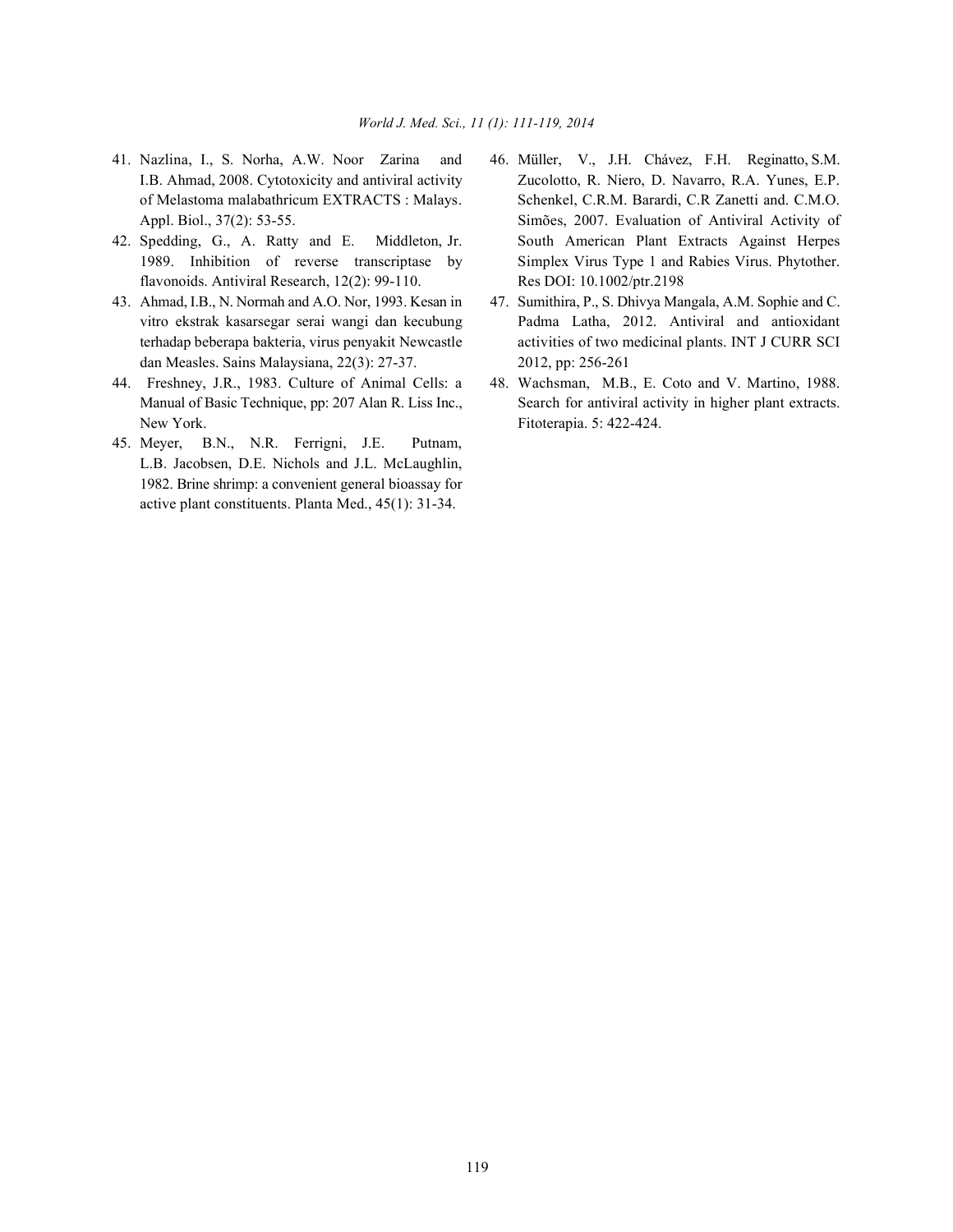41. Nazlina, I., S. Norha, A.W. Noor Zarina and I.B. Ahmad, 2008. Cytotoxicity and antiviral activity of Melastoma malabathricum EXTRACTS : Malays. Appl. Biol., 37(2): 53-55.
42. Spedding, G., A. Ratty and E. Middleton, Jr. 1989. Inhibition of reverse transcriptase by flavonoids. Antiviral Research, 12(2): 99-110.
43. Ahmad, I.B., N. Normah and A.O. Nor, 1993. Kesan in vitro ekstrak kasarsegar serai wangi dan kecubung terhadap beberapa bakteria, virus penyakit Newcastle dan Measles. Sains Malaysiana, 22(3): 27-37.
44. Freshney, J.R., 1983. Culture of Animal Cells: a Manual of Basic Technique, pp: 207 Alan R. Liss Inc., New York.
45. Meyer, B.N., N.R. Ferrigni, J.E. Putnam, L.B. Jacobsen, D.E. Nichols and J.L. McLaughlin, 1982. Brine shrimp: a convenient general bioassay for active plant constituents. Planta Med., 45(1): 31-34.
46. Müller, V., J.H. Chávez, F.H. Reginatto, S.M. Zucolotto, R. Niero, D. Navarro, R.A. Yunes, E.P. Schenkel, C.R.M. Barardi, C.R Zanetti and. C.M.O. Simões, 2007. Evaluation of Antiviral Activity of South American Plant Extracts Against Herpes Simplex Virus Type 1 and Rabies Virus. Phytother. Res DOI: 10.1002/ptr.2198
47. Sumithira, P., S. Dhivya Mangala, A.M. Sophie and C. Padma Latha, 2012. Antiviral and antioxidant activities of two medicinal plants. INT J CURR SCI 2012, pp: 256-261
48. Wachsman, M.B., E. Coto and V. Martino, 1988. Search for antiviral activity in higher plant extracts. Fitoterapia. 5: 422-424.